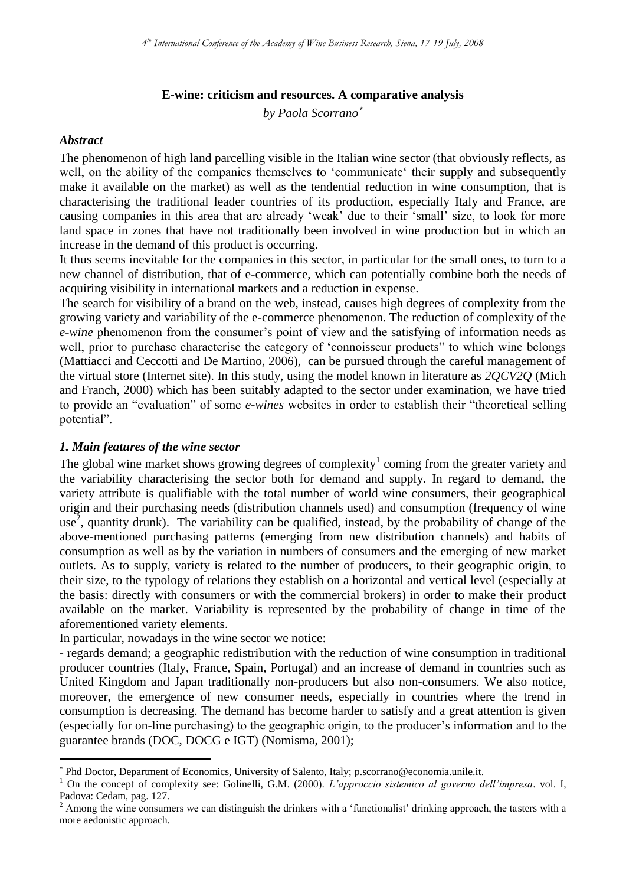## E-wine: criticism and resources. A comparative analysis

*by Paola Scorrano*[*]

### *Abstract*

The phenomenon of high land parcelling visible in the Italian wine sector (that obviously reflects, as well, on the ability of the companies themselves to 'communicate' their supply and subsequently make it available on the market) as well as the tendential reduction in wine consumption, that is characterising the traditional leader countries of its production, especially Italy and France, are causing companies in this area that are already 'weak' due to their 'small' size, to look for more land space in zones that have not traditionally been involved in wine production but in which an increase in the demand of this product is occurring.

It thus seems inevitable for the companies in this sector, in particular for the small ones, to turn to a new channel of distribution, that of e-commerce, which can potentially combine both the needs of acquiring visibility in international markets and a reduction in expense.

The search for visibility of a brand on the web, instead, causes high degrees of complexity from the growing variety and variability of the e-commerce phenomenon. The reduction of complexity of the *e-wine* phenomenon from the consumer's point of view and the satisfying of information needs as well, prior to purchase characterise the category of 'connoisseur products" to which wine belongs (Mattiacci and Ceccotti and De Martino, 2006), can be pursued through the careful management of the virtual store (Internet site). In this study, using the model known in literature as *2QCV2Q* (Mich and Franch, 2000) which has been suitably adapted to the sector under examination, we have tried to provide an "evaluation" of some *e-wines* websites in order to establish their "theoretical selling potential".

### *1. Main features of the wine sector*

The global wine market shows growing degrees of complexity[1] coming from the greater variety and the variability characterising the sector both for demand and supply. In regard to demand, the variety attribute is qualifiable with the total number of world wine consumers, their geographical origin and their purchasing needs (distribution channels used) and consumption (frequency of wine use[2], quantity drunk). The variability can be qualified, instead, by the probability of change of the above-mentioned purchasing patterns (emerging from new distribution channels) and habits of consumption as well as by the variation in numbers of consumers and the emerging of new market outlets. As to supply, variety is related to the number of producers, to their geographic origin, to their size, to the typology of relations they establish on a horizontal and vertical level (especially at the basis: directly with consumers or with the commercial brokers) in order to make their product available on the market. Variability is represented by the probability of change in time of the aforementioned variety elements.

In particular, nowadays in the wine sector we notice:

- regards demand; a geographic redistribution with the reduction of wine consumption in traditional producer countries (Italy, France, Spain, Portugal) and an increase of demand in countries such as United Kingdom and Japan traditionally non-producers but also non-consumers. We also notice, moreover, the emergence of new consumer needs, especially in countries where the trend in consumption is decreasing. The demand has become harder to satisfy and a great attention is given (especially for on-line purchasing) to the geographic origin, to the producer's information and to the guarantee brands (DOC, DOCG e IGT) (Nomisma, 2001);

---

[*] Phd Doctor, Department of Economics, University of Salento, Italy; p.scorrano@economia.unile.it.

[1] On the concept of complexity see: Golinelli, G.M. (2000). *L'approccio sistemico al governo dell'impresa*. vol. I, Padova: Cedam, pag. 127.

[2] Among the wine consumers we can distinguish the drinkers with a 'functionalist' drinking approach, the tasters with a more aedonistic approach.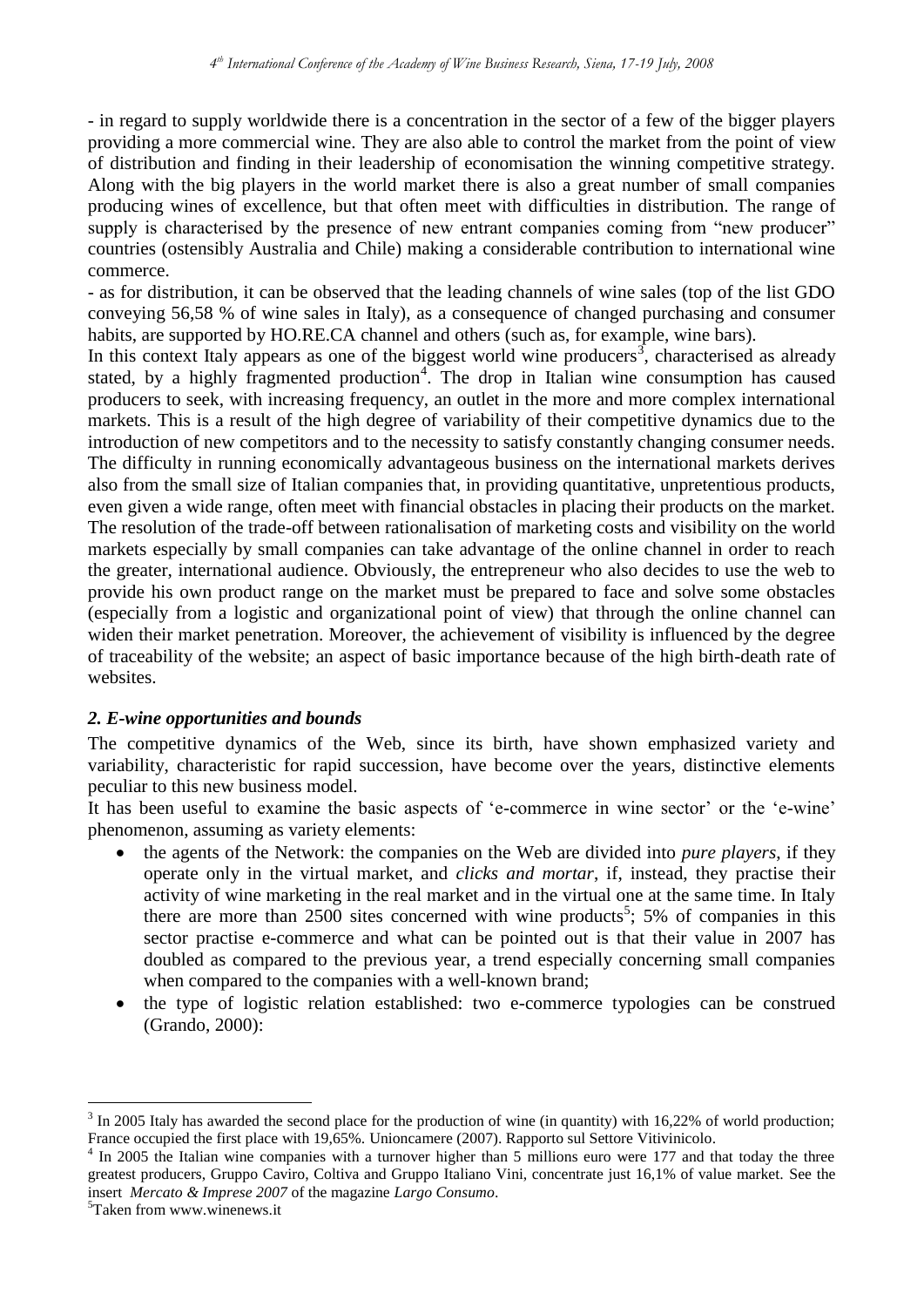- in regard to supply worldwide there is a concentration in the sector of a few of the bigger players providing a more commercial wine. They are also able to control the market from the point of view of distribution and finding in their leadership of economisation the winning competitive strategy. Along with the big players in the world market there is also a great number of small companies producing wines of excellence, but that often meet with difficulties in distribution. The range of supply is characterised by the presence of new entrant companies coming from "new producer" countries (ostensibly Australia and Chile) making a considerable contribution to international wine commerce.

- as for distribution, it can be observed that the leading channels of wine sales (top of the list GDO conveying 56,58 % of wine sales in Italy), as a consequence of changed purchasing and consumer habits, are supported by HO.RE.CA channel and others (such as, for example, wine bars).

In this context Italy appears as one of the biggest world wine producers[3], characterised as already stated, by a highly fragmented production[4]. The drop in Italian wine consumption has caused producers to seek, with increasing frequency, an outlet in the more and more complex international markets. This is a result of the high degree of variability of their competitive dynamics due to the introduction of new competitors and to the necessity to satisfy constantly changing consumer needs. The difficulty in running economically advantageous business on the international markets derives also from the small size of Italian companies that, in providing quantitative, unpretentious products, even given a wide range, often meet with financial obstacles in placing their products on the market. The resolution of the trade-off between rationalisation of marketing costs and visibility on the world markets especially by small companies can take advantage of the online channel in order to reach the greater, international audience. Obviously, the entrepreneur who also decides to use the web to provide his own product range on the market must be prepared to face and solve some obstacles (especially from a logistic and organizational point of view) that through the online channel can widen their market penetration. Moreover, the achievement of visibility is influenced by the degree of traceability of the website; an aspect of basic importance because of the high birth-death rate of websites.

## *2. E-wine opportunities and bounds*

The competitive dynamics of the Web, since its birth, have shown emphasized variety and variability, characteristic for rapid succession, have become over the years, distinctive elements peculiar to this new business model.

It has been useful to examine the basic aspects of 'e-commerce in wine sector' or the 'e-wine' phenomenon, assuming as variety elements:

- the agents of the Network: the companies on the Web are divided into *pure players*, if they operate only in the virtual market, and *clicks and mortar*, if, instead, they practise their activity of wine marketing in the real market and in the virtual one at the same time. In Italy there are more than 2500 sites concerned with wine products[5]; 5% of companies in this sector practise e-commerce and what can be pointed out is that their value in 2007 has doubled as compared to the previous year, a trend especially concerning small companies when compared to the companies with a well-known brand;
- the type of logistic relation established: two e-commerce typologies can be construed (Grando, 2000):

---

[3] In 2005 Italy has awarded the second place for the production of wine (in quantity) with 16,22% of world production; France occupied the first place with 19,65%. Unioncamere (2007). Rapporto sul Settore Vitivinicolo.

[4] In 2005 the Italian wine companies with a turnover higher than 5 millions euro were 177 and that today the three greatest producers, Gruppo Caviro, Coltiva and Gruppo Italiano Vini, concentrate just 16,1% of value market. See the insert *Mercato & Imprese 2007* of the magazine *Largo Consumo*.

[5] Taken from www.winenews.it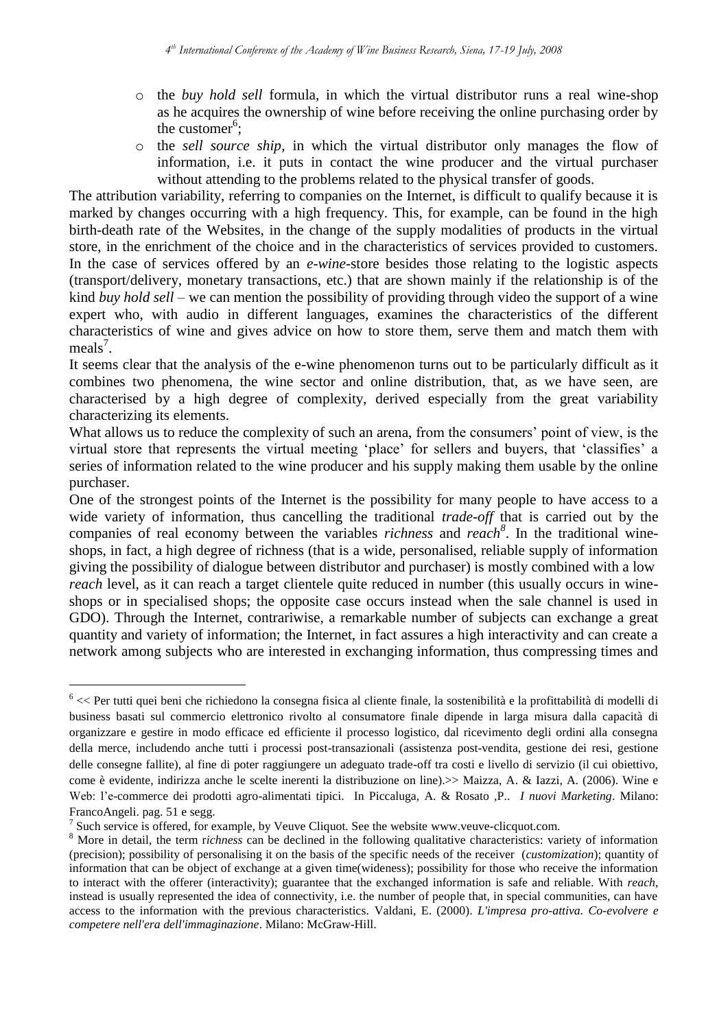- the *buy hold sell* formula, in which the virtual distributor runs a real wine-shop as he acquires the ownership of wine before receiving the online purchasing order by the customer[6];
- the *sell source ship*, in which the virtual distributor only manages the flow of information, i.e. it puts in contact the wine producer and the virtual purchaser without attending to the problems related to the physical transfer of goods.

The attribution variability, referring to companies on the Internet, is difficult to qualify because it is marked by changes occurring with a high frequency. This, for example, can be found in the high birth-death rate of the Websites, in the change of the supply modalities of products in the virtual store, in the enrichment of the choice and in the characteristics of services provided to customers. In the case of services offered by an *e-wine*-store besides those relating to the logistic aspects (transport/delivery, monetary transactions, etc.) that are shown mainly if the relationship is of the kind *buy hold sell* – we can mention the possibility of providing through video the support of a wine expert who, with audio in different languages, examines the characteristics of the different characteristics of wine and gives advice on how to store them, serve them and match them with meals[7].

It seems clear that the analysis of the e-wine phenomenon turns out to be particularly difficult as it combines two phenomena, the wine sector and online distribution, that, as we have seen, are characterised by a high degree of complexity, derived especially from the great variability characterizing its elements.

What allows us to reduce the complexity of such an arena, from the consumers' point of view, is the virtual store that represents the virtual meeting 'place' for sellers and buyers, that 'classifies' a series of information related to the wine producer and his supply making them usable by the online purchaser.

One of the strongest points of the Internet is the possibility for many people to have access to a wide variety of information, thus cancelling the traditional *trade-off* that is carried out by the companies of real economy between the variables *richness* and *reach*[8]. In the traditional wine-shops, in fact, a high degree of richness (that is a wide, personalised, reliable supply of information giving the possibility of dialogue between distributor and purchaser) is mostly combined with a low *reach* level, as it can reach a target clientele quite reduced in number (this usually occurs in wine-shops or in specialised shops; the opposite case occurs instead when the sale channel is used in GDO). Through the Internet, contrariwise, a remarkable number of subjects can exchange a great quantity and variety of information; the Internet, in fact assures a high interactivity and can create a network among subjects who are interested in exchanging information, thus compressing times and

---

[6] << Per tutti quei beni che richiedono la consegna fisica al cliente finale, la sostenibilità e la profittabilità di modelli di business basati sul commercio elettronico rivolto al consumatore finale dipende in larga misura dalla capacità di organizzare e gestire in modo efficace ed efficiente il processo logistico, dal ricevimento degli ordini alla consegna della merce, includendo anche tutti i processi post-transazionali (assistenza post-vendita, gestione dei resi, gestione delle consegne fallite), al fine di poter raggiungere un adeguato trade-off tra costi e livello di servizio (il cui obiettivo, come è evidente, indirizza anche le scelte inerenti la distribuzione on line).>> Maizza, A. & Iazzi, A. (2006). Wine e Web: l'e-commerce dei prodotti agro-alimentati tipici. In Piccaluga, A. & Rosato ,P.. *I nuovi Marketing*. Milano: FrancoAngeli. pag. 51 e segg.

[7] Such service is offered, for example, by Veuve Cliquot. See the website www.veuve-clicquot.com.

[8] More in detail, the term r*ichness* can be declined in the following qualitative characteristics: variety of information (precision); possibility of personalising it on the basis of the specific needs of the receiver (*customization*); quantity of information that can be object of exchange at a given time(wideness); possibility for those who receive the information to interact with the offerer (interactivity); guarantee that the exchanged information is safe and reliable. With *reach*, instead is usually represented the idea of connectivity, i.e. the number of people that, in special communities, can have access to the information with the previous characteristics. Valdani, E. (2000). *L'impresa pro-attiva. Co-evolvere e competere nell'era dell'immaginazione*. Milano: McGraw-Hill.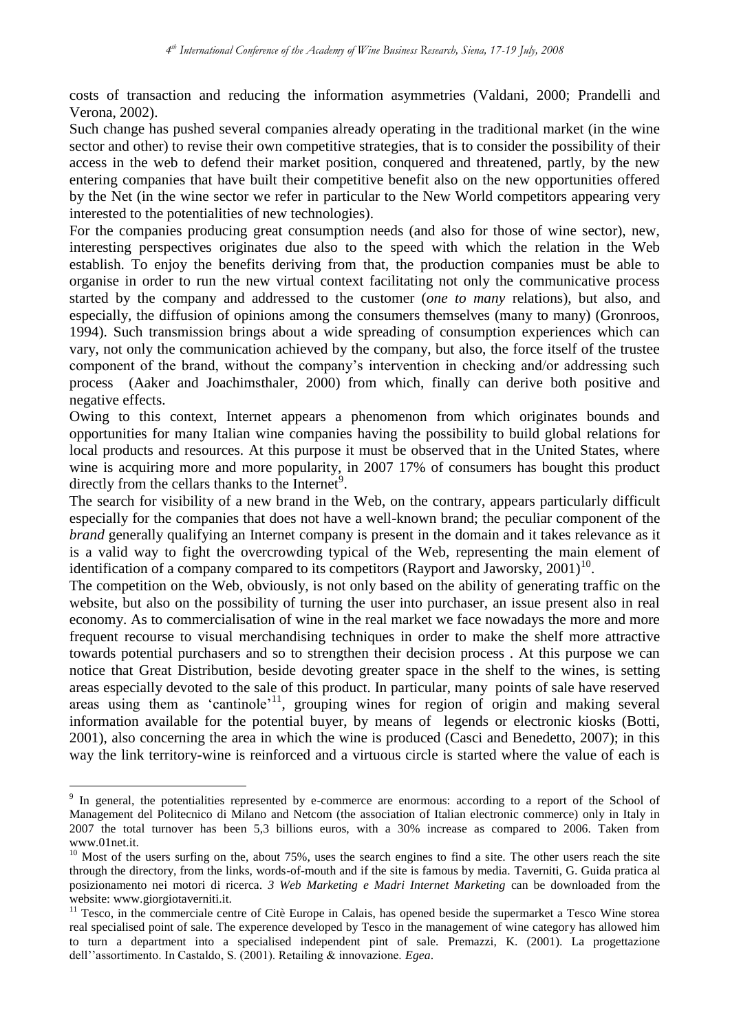costs of transaction and reducing the information asymmetries (Valdani, 2000; Prandelli and Verona, 2002).

Such change has pushed several companies already operating in the traditional market (in the wine sector and other) to revise their own competitive strategies, that is to consider the possibility of their access in the web to defend their market position, conquered and threatened, partly, by the new entering companies that have built their competitive benefit also on the new opportunities offered by the Net (in the wine sector we refer in particular to the New World competitors appearing very interested to the potentialities of new technologies).

For the companies producing great consumption needs (and also for those of wine sector), new, interesting perspectives originates due also to the speed with which the relation in the Web establish. To enjoy the benefits deriving from that, the production companies must be able to organise in order to run the new virtual context facilitating not only the communicative process started by the company and addressed to the customer (*one to many* relations), but also, and especially, the diffusion of opinions among the consumers themselves (many to many) (Gronroos, 1994). Such transmission brings about a wide spreading of consumption experiences which can vary, not only the communication achieved by the company, but also, the force itself of the trustee component of the brand, without the company's intervention in checking and/or addressing such process (Aaker and Joachimsthaler, 2000) from which, finally can derive both positive and negative effects.

Owing to this context, Internet appears a phenomenon from which originates bounds and opportunities for many Italian wine companies having the possibility to build global relations for local products and resources. At this purpose it must be observed that in the United States, where wine is acquiring more and more popularity, in 2007 17% of consumers has bought this product directly from the cellars thanks to the Internet[9].

The search for visibility of a new brand in the Web, on the contrary, appears particularly difficult especially for the companies that does not have a well-known brand; the peculiar component of the *brand* generally qualifying an Internet company is present in the domain and it takes relevance as it is a valid way to fight the overcrowding typical of the Web, representing the main element of identification of a company compared to its competitors (Rayport and Jaworsky, 2001)[10].

The competition on the Web, obviously, is not only based on the ability of generating traffic on the website, but also on the possibility of turning the user into purchaser, an issue present also in real economy. As to commercialisation of wine in the real market we face nowadays the more and more frequent recourse to visual merchandising techniques in order to make the shelf more attractive towards potential purchasers and so to strengthen their decision process . At this purpose we can notice that Great Distribution, beside devoting greater space in the shelf to the wines, is setting areas especially devoted to the sale of this product. In particular, many points of sale have reserved areas using them as 'cantinole'[11], grouping wines for region of origin and making several information available for the potential buyer, by means of legends or electronic kiosks (Botti, 2001), also concerning the area in which the wine is produced (Casci and Benedetto, 2007); in this way the link territory-wine is reinforced and a virtuous circle is started where the value of each is

---

[9] In general, the potentialities represented by e-commerce are enormous: according to a report of the School of Management del Politecnico di Milano and Netcom (the association of Italian electronic commerce) only in Italy in 2007 the total turnover has been 5,3 billions euros, with a 30% increase as compared to 2006. Taken from www.01net.it.

[10] Most of the users surfing on the, about 75%, uses the search engines to find a site. The other users reach the site through the directory, from the links, words-of-mouth and if the site is famous by media. Taverniti, G. Guida pratica al posizionamento nei motori di ricerca. *3 Web Marketing e Madri Internet Marketing* can be downloaded from the website: www.giorgiotaverniti.it.

[11] Tesco, in the commerciale centre of Citè Europe in Calais, has opened beside the supermarket a Tesco Wine storea real specialised point of sale. The experence developed by Tesco in the management of wine category has allowed him to turn a department into a specialised independent pint of sale. Premazzi, K. (2001). La progettazione dell''assortimento. In Castaldo, S. (2001). Retailing & innovazione. *Egea*.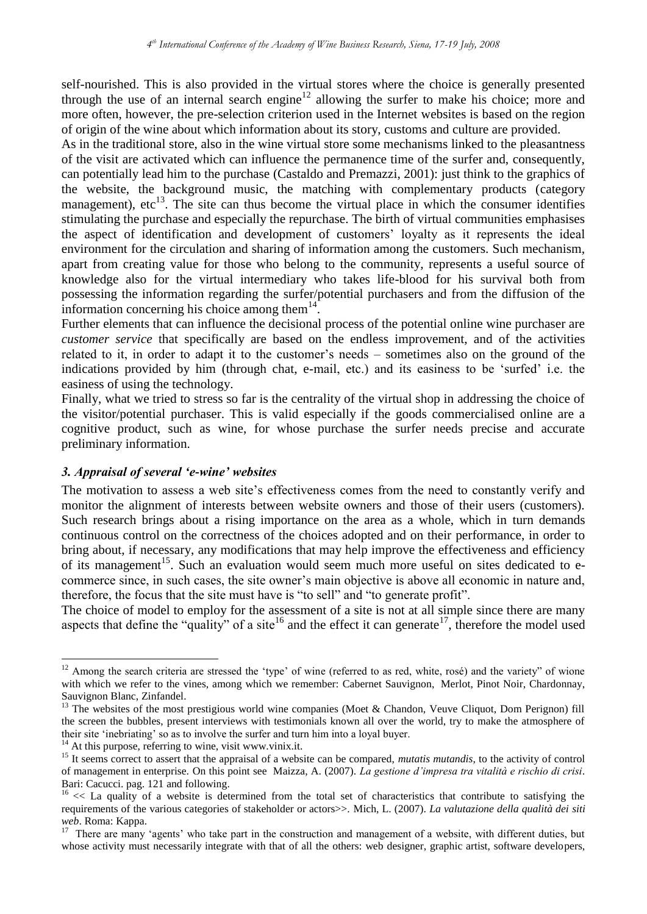self-nourished. This is also provided in the virtual stores where the choice is generally presented through the use of an internal search engine[12] allowing the surfer to make his choice; more and more often, however, the pre-selection criterion used in the Internet websites is based on the region of origin of the wine about which information about its story, customs and culture are provided.

As in the traditional store, also in the wine virtual store some mechanisms linked to the pleasantness of the visit are activated which can influence the permanence time of the surfer and, consequently, can potentially lead him to the purchase (Castaldo and Premazzi, 2001): just think to the graphics of the website, the background music, the matching with complementary products (category management), etc[13]. The site can thus become the virtual place in which the consumer identifies stimulating the purchase and especially the repurchase. The birth of virtual communities emphasises the aspect of identification and development of customers' loyalty as it represents the ideal environment for the circulation and sharing of information among the customers. Such mechanism, apart from creating value for those who belong to the community, represents a useful source of knowledge also for the virtual intermediary who takes life-blood for his survival both from possessing the information regarding the surfer/potential purchasers and from the diffusion of the information concerning his choice among them[14].

Further elements that can influence the decisional process of the potential online wine purchaser are *customer service* that specifically are based on the endless improvement, and of the activities related to it, in order to adapt it to the customer's needs – sometimes also on the ground of the indications provided by him (through chat, e-mail, etc.) and its easiness to be 'surfed' i.e. the easiness of using the technology.

Finally, what we tried to stress so far is the centrality of the virtual shop in addressing the choice of the visitor/potential purchaser. This is valid especially if the goods commercialised online are a cognitive product, such as wine, for whose purchase the surfer needs precise and accurate preliminary information.

### *3. Appraisal of several 'e-wine' websites*

The motivation to assess a web site's effectiveness comes from the need to constantly verify and monitor the alignment of interests between website owners and those of their users (customers). Such research brings about a rising importance on the area as a whole, which in turn demands continuous control on the correctness of the choices adopted and on their performance, in order to bring about, if necessary, any modifications that may help improve the effectiveness and efficiency of its management[15]. Such an evaluation would seem much more useful on sites dedicated to e-commerce since, in such cases, the site owner's main objective is above all economic in nature and, therefore, the focus that the site must have is "to sell" and "to generate profit".

The choice of model to employ for the assessment of a site is not at all simple since there are many aspects that define the "quality" of a site[16] and the effect it can generate[17], therefore the model used

---

[12] Among the search criteria are stressed the 'type' of wine (referred to as red, white, rosé) and the variety" of wione with which we refer to the vines, among which we remember: Cabernet Sauvignon, Merlot, Pinot Noir, Chardonnay, Sauvignon Blanc, Zinfandel.

[13] The websites of the most prestigious world wine companies (Moet & Chandon, Veuve Cliquot, Dom Perignon) fill the screen the bubbles, present interviews with testimonials known all over the world, try to make the atmosphere of their site 'inebriating' so as to involve the surfer and turn him into a loyal buyer.

[14] At this purpose, referring to wine, visit www.vinix.it.

[15] It seems correct to assert that the appraisal of a website can be compared, *mutatis mutandis*, to the activity of control of management in enterprise. On this point see Maizza, A. (2007). *La gestione d'impresa tra vitalità e rischio di crisi*. Bari: Cacucci. pag. 121 and following.

[16] << La quality of a website is determined from the total set of characteristics that contribute to satisfying the requirements of the various categories of stakeholder or actors>>. Mich, L. (2007). *La valutazione della qualità dei siti web*. Roma: Kappa.

[17] There are many 'agents' who take part in the construction and management of a website, with different duties, but whose activity must necessarily integrate with that of all the others: web designer, graphic artist, software developers,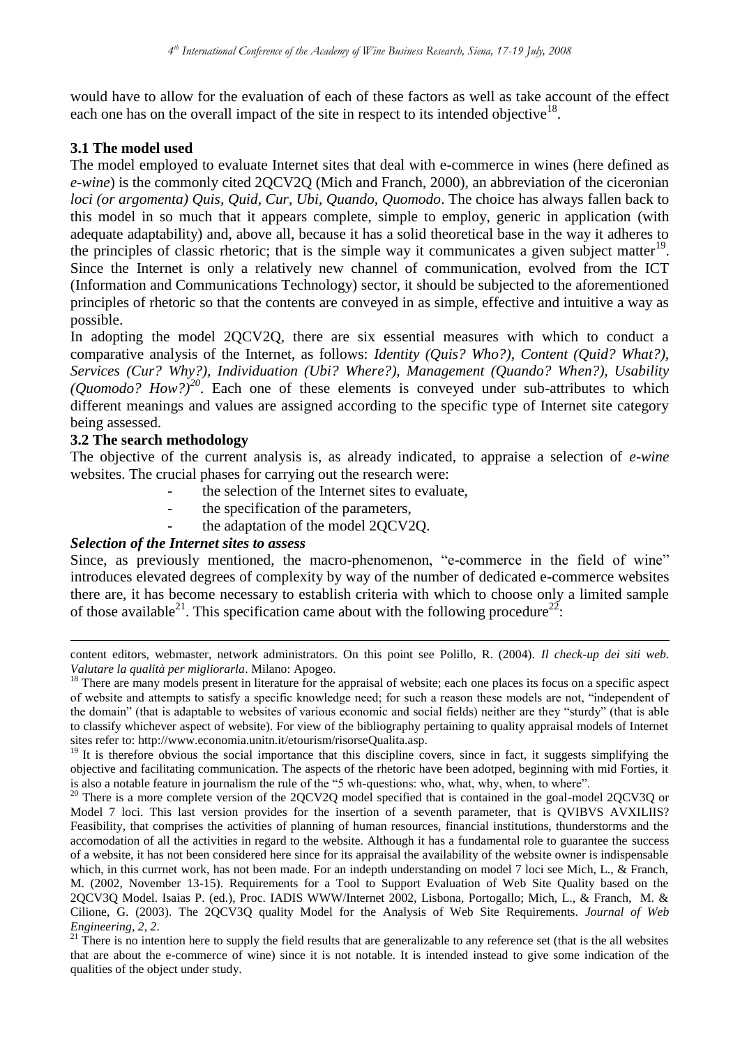would have to allow for the evaluation of each of these factors as well as take account of the effect each one has on the overall impact of the site in respect to its intended objective[18].

### 3.1 The model used

The model employed to evaluate Internet sites that deal with e-commerce in wines (here defined as *e-wine*) is the commonly cited 2QCV2Q (Mich and Franch, 2000), an abbreviation of the ciceronian *loci (or argomenta) Quis, Quid, Cur, Ubi, Quando, Quomodo*. The choice has always fallen back to this model in so much that it appears complete, simple to employ, generic in application (with adequate adaptability) and, above all, because it has a solid theoretical base in the way it adheres to the principles of classic rhetoric; that is the simple way it communicates a given subject matter[19]. Since the Internet is only a relatively new channel of communication, evolved from the ICT (Information and Communications Technology) sector, it should be subjected to the aforementioned principles of rhetoric so that the contents are conveyed in as simple, effective and intuitive a way as possible.

In adopting the model 2QCV2Q, there are six essential measures with which to conduct a comparative analysis of the Internet, as follows: *Identity (Quis? Who?), Content (Quid? What?), Services (Cur? Why?), Individuation (Ubi? Where?), Management (Quando? When?), Usability (Quomodo? How?)*[20]. Each one of these elements is conveyed under sub-attributes to which different meanings and values are assigned according to the specific type of Internet site category being assessed.

### 3.2 The search methodology

The objective of the current analysis is, as already indicated, to appraise a selection of *e-wine* websites. The crucial phases for carrying out the research were:

- the selection of the Internet sites to evaluate,
- the specification of the parameters,
- the adaptation of the model 2QCV2Q.

***Selection of the Internet sites to assess***

Since, as previously mentioned, the macro-phenomenon, "e-commerce in the field of wine" introduces elevated degrees of complexity by way of the number of dedicated e-commerce websites there are, it has become necessary to establish criteria with which to choose only a limited sample of those available[21]. This specification came about with the following procedure[22]:

---

content editors, webmaster, network administrators. On this point see Polillo, R. (2004). *Il check-up dei siti web. Valutare la qualità per migliorarla*. Milano: Apogeo.

[18] There are many models present in literature for the appraisal of website; each one places its focus on a specific aspect of website and attempts to satisfy a specific knowledge need; for such a reason these models are not, "independent of the domain" (that is adaptable to websites of various economic and social fields) neither are they "sturdy" (that is able to classify whichever aspect of website). For view of the bibliography pertaining to quality appraisal models of Internet sites refer to: http://www.economia.unitn.it/etourism/risorseQualita.asp.

[19] It is therefore obvious the social importance that this discipline covers, since in fact, it suggests simplifying the objective and facilitating communication. The aspects of the rhetoric have been adotped, beginning with mid Forties, it is also a notable feature in journalism the rule of the "5 wh-questions: who, what, why, when, to where".

[20] There is a more complete version of the 2QCV2Q model specified that is contained in the goal-model 2QCV3Q or Model 7 loci. This last version provides for the insertion of a seventh parameter, that is QVIBVS AVXILIIS? Feasibility, that comprises the activities of planning of human resources, financial institutions, thunderstorms and the accomodation of all the activities in regard to the website. Although it has a fundamental role to guarantee the success of a website, it has not been considered here since for its appraisal the availability of the website owner is indispensable which, in this currnet work, has not been made. For an indepth understanding on model 7 loci see Mich, L., & Franch, M. (2002, November 13-15). Requirements for a Tool to Support Evaluation of Web Site Quality based on the 2QCV3Q Model. Isaias P. (ed.), Proc. IADIS WWW/Internet 2002, Lisbona, Portogallo; Mich, L., & Franch, M. & Cilione, G. (2003). The 2QCV3Q quality Model for the Analysis of Web Site Requirements. *Journal of Web Engineering, 2, 2*.

[21] There is no intention here to supply the field results that are generalizable to any reference set (that is the all websites that are about the e-commerce of wine) since it is not notable. It is intended instead to give some indication of the qualities of the object under study.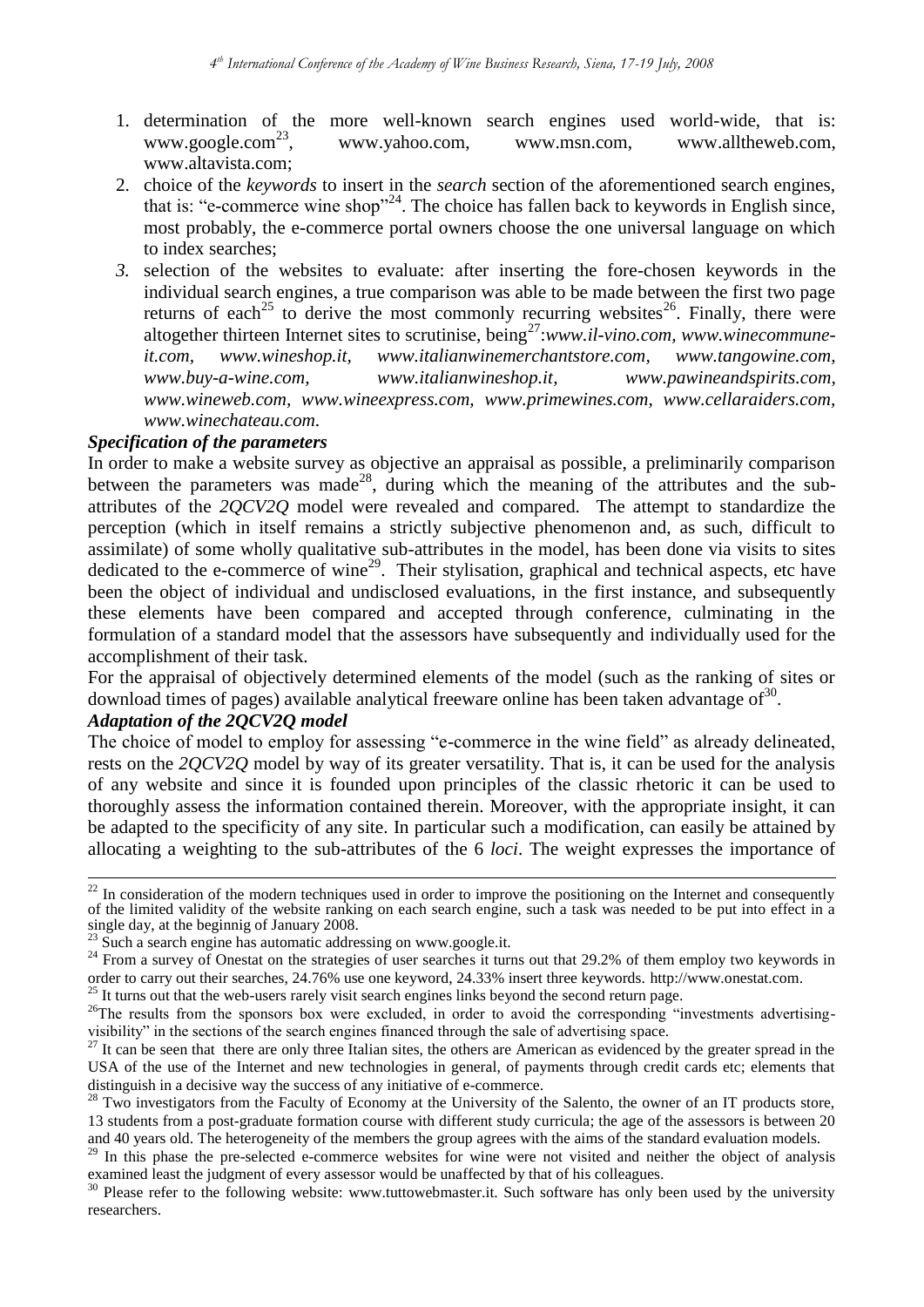1. determination of the more well-known search engines used world-wide, that is: www.google.com[23], www.yahoo.com, www.msn.com, www.alltheweb.com, www.altavista.com;
2. choice of the *keywords* to insert in the *search* section of the aforementioned search engines, that is: "e-commerce wine shop"[24]. The choice has fallen back to keywords in English since, most probably, the e-commerce portal owners choose the one universal language on which to index searches;
3. selection of the websites to evaluate: after inserting the fore-chosen keywords in the individual search engines, a true comparison was able to be made between the first two page returns of each[25] to derive the most commonly recurring websites[26]. Finally, there were altogether thirteen Internet sites to scrutinise, being[27]:*www.il-vino.com, www.winecommune-it.com, www.wineshop.it, www.italianwinemerchantstore.com, www.tangowine.com, www.buy-a-wine.com, www.italianwineshop.it, www.pawineandspirits.com, www.wineweb.com, www.wineexpress.com, www.primewines.com, www.cellaraiders.com, www.winechateau.com.*

***Specification of the parameters***

In order to make a website survey as objective an appraisal as possible, a preliminarily comparison between the parameters was made[28], during which the meaning of the attributes and the sub-attributes of the *2QCV2Q* model were revealed and compared. The attempt to standardize the perception (which in itself remains a strictly subjective phenomenon and, as such, difficult to assimilate) of some wholly qualitative sub-attributes in the model, has been done via visits to sites dedicated to the e-commerce of wine[29]. Their stylisation, graphical and technical aspects, etc have been the object of individual and undisclosed evaluations, in the first instance, and subsequently these elements have been compared and accepted through conference, culminating in the formulation of a standard model that the assessors have subsequently and individually used for the accomplishment of their task.

For the appraisal of objectively determined elements of the model (such as the ranking of sites or download times of pages) available analytical freeware online has been taken advantage of[30].

***Adaptation of the 2QCV2Q model***

The choice of model to employ for assessing "e-commerce in the wine field" as already delineated, rests on the *2QCV2Q* model by way of its greater versatility. That is, it can be used for the analysis of any website and since it is founded upon principles of the classic rhetoric it can be used to thoroughly assess the information contained therein. Moreover, with the appropriate insight, it can be adapted to the specificity of any site. In particular such a modification, can easily be attained by allocating a weighting to the sub-attributes of the 6 *loci*. The weight expresses the importance of

---

[22] In consideration of the modern techniques used in order to improve the positioning on the Internet and consequently of the limited validity of the website ranking on each search engine, such a task was needed to be put into effect in a single day, at the beginnig of January 2008.

[23] Such a search engine has automatic addressing on www.google.it.

[24] From a survey of Onestat on the strategies of user searches it turns out that 29.2% of them employ two keywords in order to carry out their searches, 24.76% use one keyword, 24.33% insert three keywords. http://www.onestat.com.

[25] It turns out that the web-users rarely visit search engines links beyond the second return page.

[26] The results from the sponsors box were excluded, in order to avoid the corresponding "investments advertising-visibility" in the sections of the search engines financed through the sale of advertising space.

[27] It can be seen that there are only three Italian sites, the others are American as evidenced by the greater spread in the USA of the use of the Internet and new technologies in general, of payments through credit cards etc; elements that distinguish in a decisive way the success of any initiative of e-commerce.

[28] Two investigators from the Faculty of Economy at the University of the Salento, the owner of an IT products store, 13 students from a post-graduate formation course with different study curricula; the age of the assessors is between 20 and 40 years old. The heterogeneity of the members the group agrees with the aims of the standard evaluation models.

[29] In this phase the pre-selected e-commerce websites for wine were not visited and neither the object of analysis examined least the judgment of every assessor would be unaffected by that of his colleagues.

[30] Please refer to the following website: www.tuttowebmaster.it. Such software has only been used by the university researchers.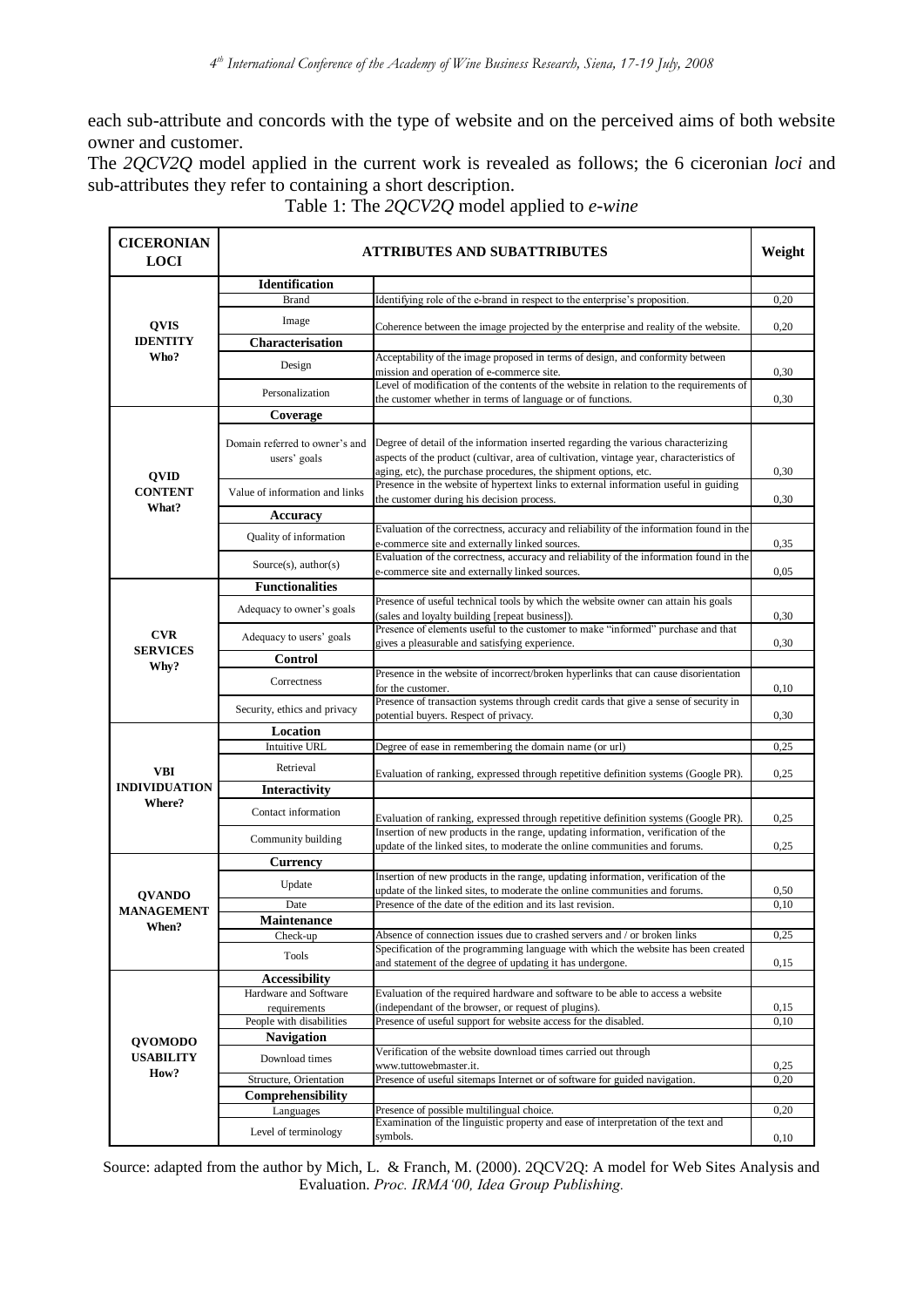each sub-attribute and concords with the type of website and on the perceived aims of both website owner and customer.

The *2QCV2Q* model applied in the current work is revealed as follows; the 6 ciceronian *loci* and sub-attributes they refer to containing a short description.

Table 1: The *2QCV2Q* model applied to *e-wine*

| CICERONIAN LOCI | ATTRIBUTES AND SUBATTRIBUTES | | Weight |
|---|---|---|---|
| **QVIS IDENTITY Who?** | **Identification** | | |
| | Brand | Identifying role of the e-brand in respect to the enterprise's proposition. | 0,20 |
| | Image | Coherence between the image projected by the enterprise and reality of the website. | 0,20 |
| | **Characterisation** | | |
| | Design | Acceptability of the image proposed in terms of design, and conformity between mission and operation of e-commerce site. | 0,30 |
| | Personalization | Level of modification of the contents of the website in relation to the requirements of the customer whether in terms of language or of functions. | 0,30 |
| **QVID CONTENT What?** | **Coverage** | | |
| | Domain referred to owner's and users' goals | Degree of detail of the information inserted regarding the various characterizing aspects of the product (cultivar, area of cultivation, vintage year, characteristics of aging, etc), the purchase procedures, the shipment options, etc. | 0,30 |
| | Value of information and links | Presence in the website of hypertext links to external information useful in guiding the customer during his decision process. | 0,30 |
| | **Accuracy** | | |
| | Quality of information | Evaluation of the correctness, accuracy and reliability of the information found in the e-commerce site and externally linked sources. | 0,35 |
| | Source(s), author(s) | Evaluation of the correctness, accuracy and reliability of the information found in the e-commerce site and externally linked sources. | 0,05 |
| **CVR SERVICES Why?** | **Functionalities** | | |
| | Adequacy to owner's goals | Presence of useful technical tools by which the website owner can attain his goals (sales and loyalty building [repeat business]). | 0,30 |
| | Adequacy to users' goals | Presence of elements useful to the customer to make "informed" purchase and that gives a pleasurable and satisfying experience. | 0,30 |
| | **Control** | | |
| | Correctness | Presence in the website of incorrect/broken hyperlinks that can cause disorientation for the customer. | 0,10 |
| | Security, ethics and privacy | Presence of transaction systems through credit cards that give a sense of security in potential buyers. Respect of privacy. | 0,30 |
| **VBI INDIVIDUATION Where?** | **Location** | | |
| | Intuitive URL | Degree of ease in remembering the domain name (or url) | 0,25 |
| | Retrieval | Evaluation of ranking, expressed through repetitive definition systems (Google PR). | 0,25 |
| | **Interactivity** | | |
| | Contact information | Evaluation of ranking, expressed through repetitive definition systems (Google PR). | 0,25 |
| | Community building | Insertion of new products in the range, updating information, verification of the update of the linked sites, to moderate the online communities and forums. | 0,25 |
| **QVANDO MANAGEMENT When?** | **Currency** | | |
| | Update | Insertion of new products in the range, updating information, verification of the update of the linked sites, to moderate the online communities and forums. | 0,50 |
| | Date | Presence of the date of the edition and its last revision. | 0,10 |
| | **Maintenance** | | |
| | Check-up | Absence of connection issues due to crashed servers and / or broken links | 0,25 |
| | Tools | Specification of the programming language with which the website has been created and statement of the degree of updating it has undergone. | 0,15 |
| **QVOMODO USABILITY How?** | **Accessibility** | | |
| | Hardware and Software requirements | Evaluation of the required hardware and software to be able to access a website (independant of the browser, or request of plugins). | 0,15 |
| | People with disabilities | Presence of useful support for website access for the disabled. | 0,10 |
| | **Navigation** | | |
| | Download times | Verification of the website download times carried out through www.tuttowebmaster.it. | 0,25 |
| | Structure, Orientation | Presence of useful sitemaps Internet or of software for guided navigation. | 0,20 |
| | **Comprehensibility** | | |
| | Languages | Presence of possible multilingual choice. | 0,20 |
| | Level of terminology | Examination of the linguistic property and ease of interpretation of the text and symbols. | 0,10 |

Source: adapted from the author by Mich, L. & Franch, M. (2000). 2QCV2Q: A model for Web Sites Analysis and Evaluation. *Proc. IRMA'00, Idea Group Publishing.*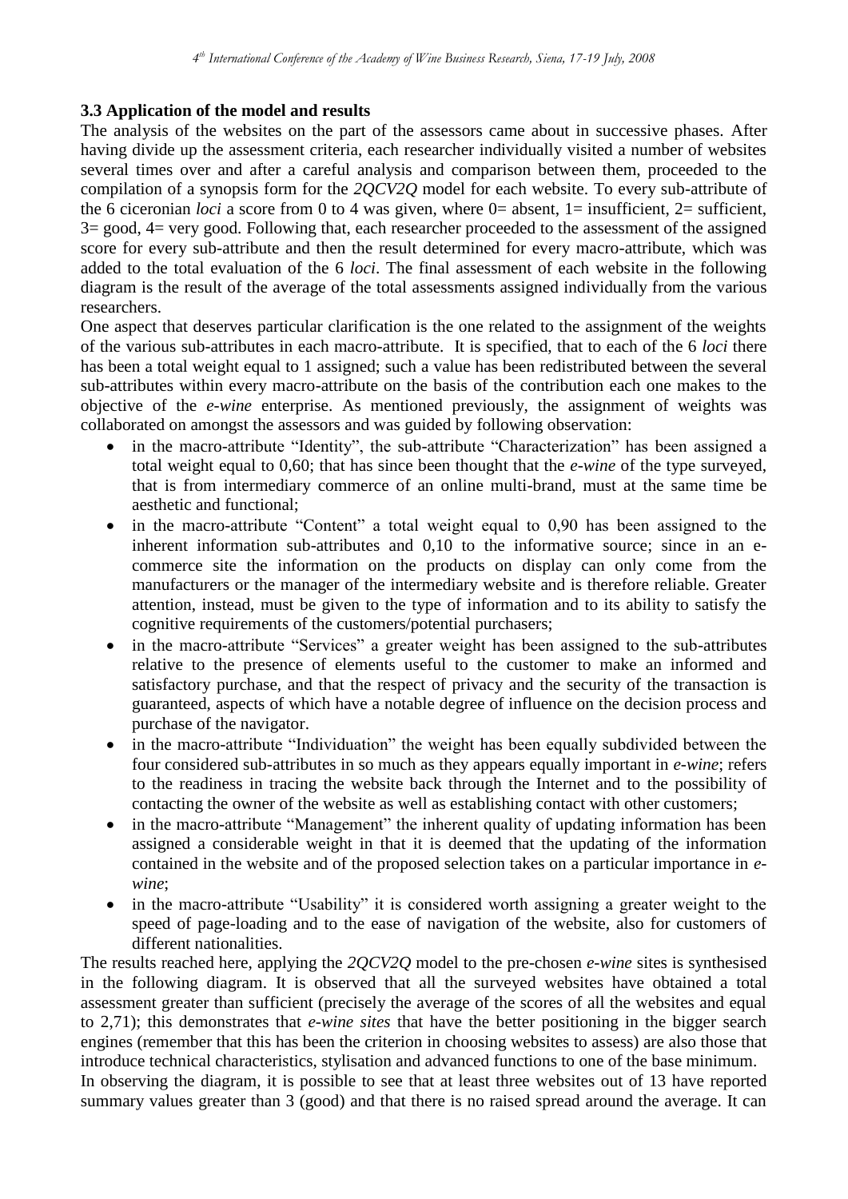### 3.3 Application of the model and results

The analysis of the websites on the part of the assessors came about in successive phases. After having divide up the assessment criteria, each researcher individually visited a number of websites several times over and after a careful analysis and comparison between them, proceeded to the compilation of a synopsis form for the *2QCV2Q* model for each website. To every sub-attribute of the 6 ciceronian *loci* a score from 0 to 4 was given, where 0= absent, 1= insufficient, 2= sufficient, 3= good, 4= very good. Following that, each researcher proceeded to the assessment of the assigned score for every sub-attribute and then the result determined for every macro-attribute, which was added to the total evaluation of the 6 *loci*. The final assessment of each website in the following diagram is the result of the average of the total assessments assigned individually from the various researchers.

One aspect that deserves particular clarification is the one related to the assignment of the weights of the various sub-attributes in each macro-attribute. It is specified, that to each of the 6 *loci* there has been a total weight equal to 1 assigned; such a value has been redistributed between the several sub-attributes within every macro-attribute on the basis of the contribution each one makes to the objective of the *e-wine* enterprise. As mentioned previously, the assignment of weights was collaborated on amongst the assessors and was guided by following observation:

- in the macro-attribute "Identity", the sub-attribute "Characterization" has been assigned a total weight equal to 0,60; that has since been thought that the *e-wine* of the type surveyed, that is from intermediary commerce of an online multi-brand, must at the same time be aesthetic and functional;
- in the macro-attribute "Content" a total weight equal to 0,90 has been assigned to the inherent information sub-attributes and 0,10 to the informative source; since in an e-commerce site the information on the products on display can only come from the manufacturers or the manager of the intermediary website and is therefore reliable. Greater attention, instead, must be given to the type of information and to its ability to satisfy the cognitive requirements of the customers/potential purchasers;
- in the macro-attribute "Services" a greater weight has been assigned to the sub-attributes relative to the presence of elements useful to the customer to make an informed and satisfactory purchase, and that the respect of privacy and the security of the transaction is guaranteed, aspects of which have a notable degree of influence on the decision process and purchase of the navigator.
- in the macro-attribute "Individuation" the weight has been equally subdivided between the four considered sub-attributes in so much as they appears equally important in *e-wine*; refers to the readiness in tracing the website back through the Internet and to the possibility of contacting the owner of the website as well as establishing contact with other customers;
- in the macro-attribute "Management" the inherent quality of updating information has been assigned a considerable weight in that it is deemed that the updating of the information contained in the website and of the proposed selection takes on a particular importance in *e-wine*;
- in the macro-attribute "Usability" it is considered worth assigning a greater weight to the speed of page-loading and to the ease of navigation of the website, also for customers of different nationalities.

The results reached here, applying the *2QCV2Q* model to the pre-chosen *e-wine* sites is synthesised in the following diagram. It is observed that all the surveyed websites have obtained a total assessment greater than sufficient (precisely the average of the scores of all the websites and equal to 2,71); this demonstrates that *e-wine sites* that have the better positioning in the bigger search engines (remember that this has been the criterion in choosing websites to assess) are also those that introduce technical characteristics, stylisation and advanced functions to one of the base minimum.

In observing the diagram, it is possible to see that at least three websites out of 13 have reported summary values greater than 3 (good) and that there is no raised spread around the average. It can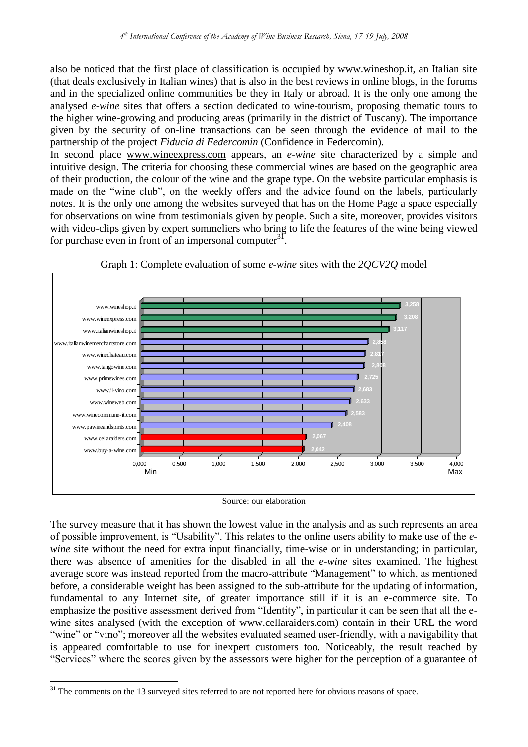also be noticed that the first place of classification is occupied by www.wineshop.it, an Italian site (that deals exclusively in Italian wines) that is also in the best reviews in online blogs, in the forums and in the specialized online communities be they in Italy or abroad. It is the only one among the analysed *e-wine* sites that offers a section dedicated to wine-tourism, proposing thematic tours to the higher wine-growing and producing areas (primarily in the district of Tuscany). The importance given by the security of on-line transactions can be seen through the evidence of mail to the partnership of the project *Fiducia di Federcomin* (Confidence in Federcomin).

In second place www.wineexpress.com appears, an *e-wine* site characterized by a simple and intuitive design. The criteria for choosing these commercial wines are based on the geographic area of their production, the colour of the wine and the grape type. On the website particular emphasis is made on the "wine club", on the weekly offers and the advice found on the labels, particularly notes. It is the only one among the websites surveyed that has on the Home Page a space especially for observations on wine from testimonials given by people. Such a site, moreover, provides visitors with video-clips given by expert sommeliers who bring to life the features of the wine being viewed for purchase even in front of an impersonal computer[31].

Graph 1: Complete evaluation of some *e-wine* sites with the *2QCV2Q* model

| Site | Score |
|---|---|
| www.wineshop.it | 3,258 |
| www.wineexpress.com | 3,208 |
| www.italianwineshop.it | 3,117 |
| www.italianwinemerchantstore.com | 2,858 |
| www.winechateau.com | 2,817 |
| www.tangowine.com | 2,808 |
| www.primewines.com | 2,725 |
| www.il-vino.com | 2,683 |
| www.wineweb.com | 2,633 |
| www.winecommune-it.com | 2,583 |
| www.pawineandspirits.com | 2,408 |
| www.cellaraiders.com | 2,067 |
| www.buy-a-wine.com | 2,042 |

Scale: 0,000 (Min) – 4,000 (Max)

Source: our elaboration

The survey measure that it has shown the lowest value in the analysis and as such represents an area of possible improvement, is "Usability". This relates to the online users ability to make use of the *e-wine* site without the need for extra input financially, time-wise or in understanding; in particular, there was absence of amenities for the disabled in all the *e-wine* sites examined. The highest average score was instead reported from the macro-attribute "Management" to which, as mentioned before, a considerable weight has been assigned to the sub-attribute for the updating of information, fundamental to any Internet site, of greater importance still if it is an e-commerce site. To emphasize the positive assessment derived from "Identity", in particular it can be seen that all the e-wine sites analysed (with the exception of www.cellaraiders.com) contain in their URL the word "wine" or "vino"; moreover all the websites evaluated seamed user-friendly, with a navigability that is appeared comfortable to use for inexpert customers too. Noticeably, the result reached by "Services" where the scores given by the assessors were higher for the perception of a guarantee of

[31] The comments on the 13 surveyed sites referred to are not reported here for obvious reasons of space.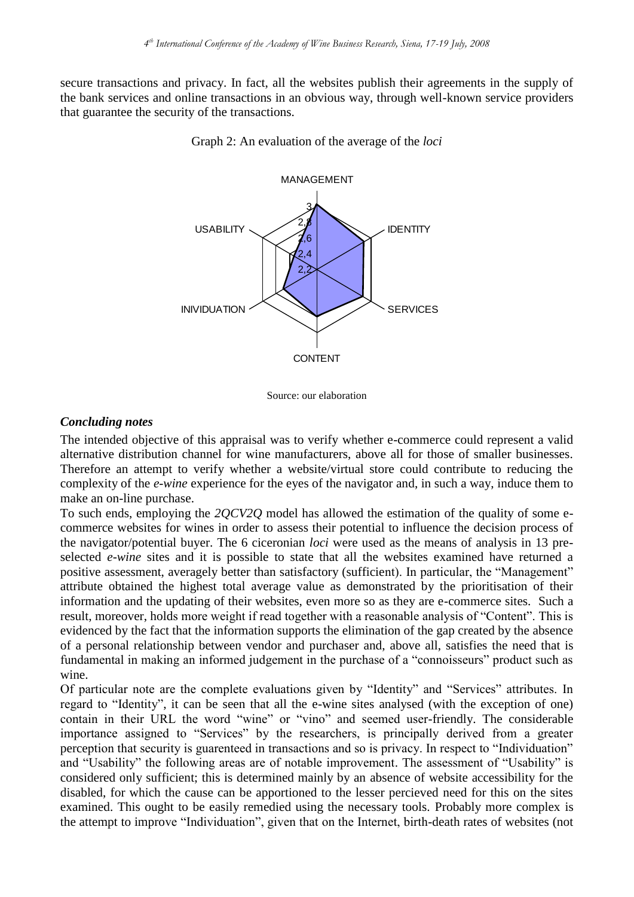secure transactions and privacy. In fact, all the websites publish their agreements in the supply of the bank services and online transactions in an obvious way, through well-known service providers that guarantee the security of the transactions.

Graph 2: An evaluation of the average of the *loci*

Source: our elaboration

### *Concluding notes*

The intended objective of this appraisal was to verify whether e-commerce could represent a valid alternative distribution channel for wine manufacturers, above all for those of smaller businesses. Therefore an attempt to verify whether a website/virtual store could contribute to reducing the complexity of the *e-wine* experience for the eyes of the navigator and, in such a way, induce them to make an on-line purchase.

To such ends, employing the *2QCV2Q* model has allowed the estimation of the quality of some e-commerce websites for wines in order to assess their potential to influence the decision process of the navigator/potential buyer. The 6 ciceronian *loci* were used as the means of analysis in 13 pre-selected *e-wine* sites and it is possible to state that all the websites examined have returned a positive assessment, averagely better than satisfactory (sufficient). In particular, the "Management" attribute obtained the highest total average value as demonstrated by the prioritisation of their information and the updating of their websites, even more so as they are e-commerce sites. Such a result, moreover, holds more weight if read together with a reasonable analysis of "Content". This is evidenced by the fact that the information supports the elimination of the gap created by the absence of a personal relationship between vendor and purchaser and, above all, satisfies the need that is fundamental in making an informed judgement in the purchase of a "connoisseurs" product such as wine.

Of particular note are the complete evaluations given by "Identity" and "Services" attributes. In regard to "Identity", it can be seen that all the e-wine sites analysed (with the exception of one) contain in their URL the word "wine" or "vino" and seemed user-friendly. The considerable importance assigned to "Services" by the researchers, is principally derived from a greater perception that security is guarenteed in transactions and so is privacy. In respect to "Individuation" and "Usability" the following areas are of notable improvement. The assessment of "Usability" is considered only sufficient; this is determined mainly by an absence of website accessibility for the disabled, for which the cause can be apportioned to the lesser percieved need for this on the sites examined. This ought to be easily remedied using the necessary tools. Probably more complex is the attempt to improve "Individuation", given that on the Internet, birth-death rates of websites (not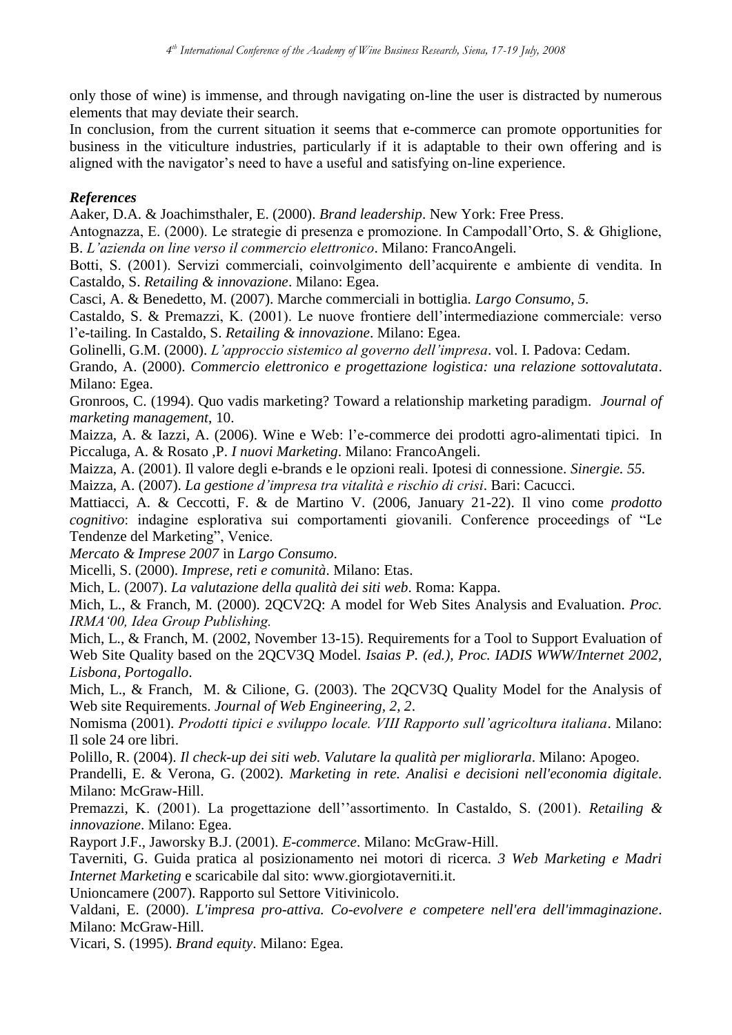only those of wine) is immense, and through navigating on-line the user is distracted by numerous elements that may deviate their search.

In conclusion, from the current situation it seems that e-commerce can promote opportunities for business in the viticulture industries, particularly if it is adaptable to their own offering and is aligned with the navigator's need to have a useful and satisfying on-line experience.

***References***

Aaker, D.A. & Joachimsthaler, E. (2000). *Brand leadership*. New York: Free Press.

Antognazza, E. (2000). Le strategie di presenza e promozione. In Campodall'Orto, S. & Ghiglione, B. *L'azienda on line verso il commercio elettronico*. Milano: FrancoAngeli.

Botti, S. (2001). Servizi commerciali, coinvolgimento dell'acquirente e ambiente di vendita. In Castaldo, S. *Retailing & innovazione*. Milano: Egea.

Casci, A. & Benedetto, M. (2007). Marche commerciali in bottiglia. *Largo Consumo, 5.*

Castaldo, S. & Premazzi, K. (2001). Le nuove frontiere dell'intermediazione commerciale: verso l'e-tailing. In Castaldo, S. *Retailing & innovazione*. Milano: Egea.

Golinelli, G.M. (2000). *L'approccio sistemico al governo dell'impresa*. vol. I. Padova: Cedam.

Grando, A. (2000). *Commercio elettronico e progettazione logistica: una relazione sottovalutata*. Milano: Egea.

Gronroos, C. (1994). Quo vadis marketing? Toward a relationship marketing paradigm. *Journal of marketing management*, 10.

Maizza, A. & Iazzi, A. (2006). Wine e Web: l'e-commerce dei prodotti agro-alimentati tipici. In Piccaluga, A. & Rosato ,P. *I nuovi Marketing*. Milano: FrancoAngeli.

Maizza, A. (2001). Il valore degli e-brands e le opzioni reali. Ipotesi di connessione. *Sinergie. 55.*

Maizza, A. (2007). *La gestione d'impresa tra vitalità e rischio di crisi*. Bari: Cacucci.

Mattiacci, A. & Ceccotti, F. & de Martino V. (2006, January 21-22). Il vino come *prodotto cognitivo*: indagine esplorativa sui comportamenti giovanili. Conference proceedings of "Le Tendenze del Marketing", Venice.

*Mercato & Imprese 2007* in *Largo Consumo*.

Micelli, S. (2000). *Imprese, reti e comunità*. Milano: Etas.

Mich, L. (2007). *La valutazione della qualità dei siti web*. Roma: Kappa.

Mich, L., & Franch, M. (2000). 2QCV2Q: A model for Web Sites Analysis and Evaluation. *Proc. IRMA'00, Idea Group Publishing.*

Mich, L., & Franch, M. (2002, November 13-15). Requirements for a Tool to Support Evaluation of Web Site Quality based on the 2QCV3Q Model. *Isaias P. (ed.), Proc. IADIS WWW/Internet 2002, Lisbona, Portogallo*.

Mich, L., & Franch, M. & Cilione, G. (2003). The 2QCV3Q Quality Model for the Analysis of Web site Requirements. *Journal of Web Engineering, 2, 2*.

Nomisma (2001). *Prodotti tipici e sviluppo locale. VIII Rapporto sull'agricoltura italiana*. Milano: Il sole 24 ore libri.

Polillo, R. (2004). *Il check-up dei siti web. Valutare la qualità per migliorarla*. Milano: Apogeo.

Prandelli, E. & Verona, G. (2002). *Marketing in rete. Analisi e decisioni nell'economia digitale*. Milano: McGraw-Hill.

Premazzi, K. (2001). La progettazione dell''assortimento. In Castaldo, S. (2001). *Retailing & innovazione*. Milano: Egea.

Rayport J.F., Jaworsky B.J. (2001). *E-commerce*. Milano: McGraw-Hill.

Taverniti, G. Guida pratica al posizionamento nei motori di ricerca. *3 Web Marketing e Madri Internet Marketing* e scaricabile dal sito: www.giorgiotaverniti.it.

Unioncamere (2007). Rapporto sul Settore Vitivinicolo.

Valdani, E. (2000). *L'impresa pro-attiva. Co-evolvere e competere nell'era dell'immaginazione*. Milano: McGraw-Hill.

Vicari, S. (1995). *Brand equity*. Milano: Egea.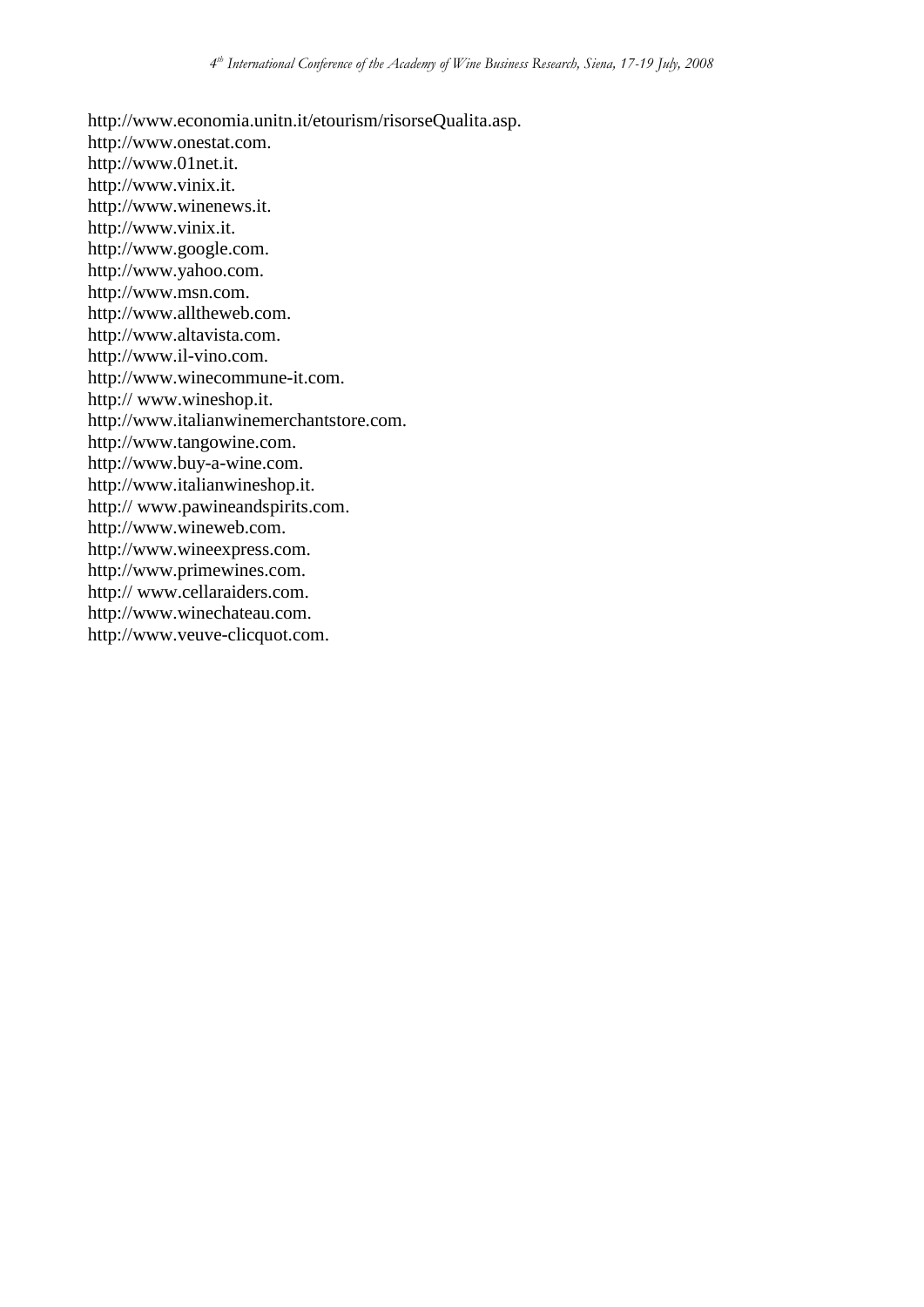http://www.economia.unitn.it/etourism/risorseQualita.asp.
http://www.onestat.com.
http://www.01net.it.
http://www.vinix.it.
http://www.winenews.it.
http://www.vinix.it.
http://www.google.com.
http://www.yahoo.com.
http://www.msn.com.
http://www.alltheweb.com.
http://www.altavista.com.
http://www.il-vino.com.
http://www.winecommune-it.com.
http:// www.wineshop.it.
http://www.italianwinemerchantstore.com.
http://www.tangowine.com.
http://www.buy-a-wine.com.
http://www.italianwineshop.it.
http:// www.pawineandspirits.com.
http://www.wineweb.com.
http://www.wineexpress.com.
http://www.primewines.com.
http:// www.cellaraiders.com.
http://www.winechateau.com.
http://www.veuve-clicquot.com.